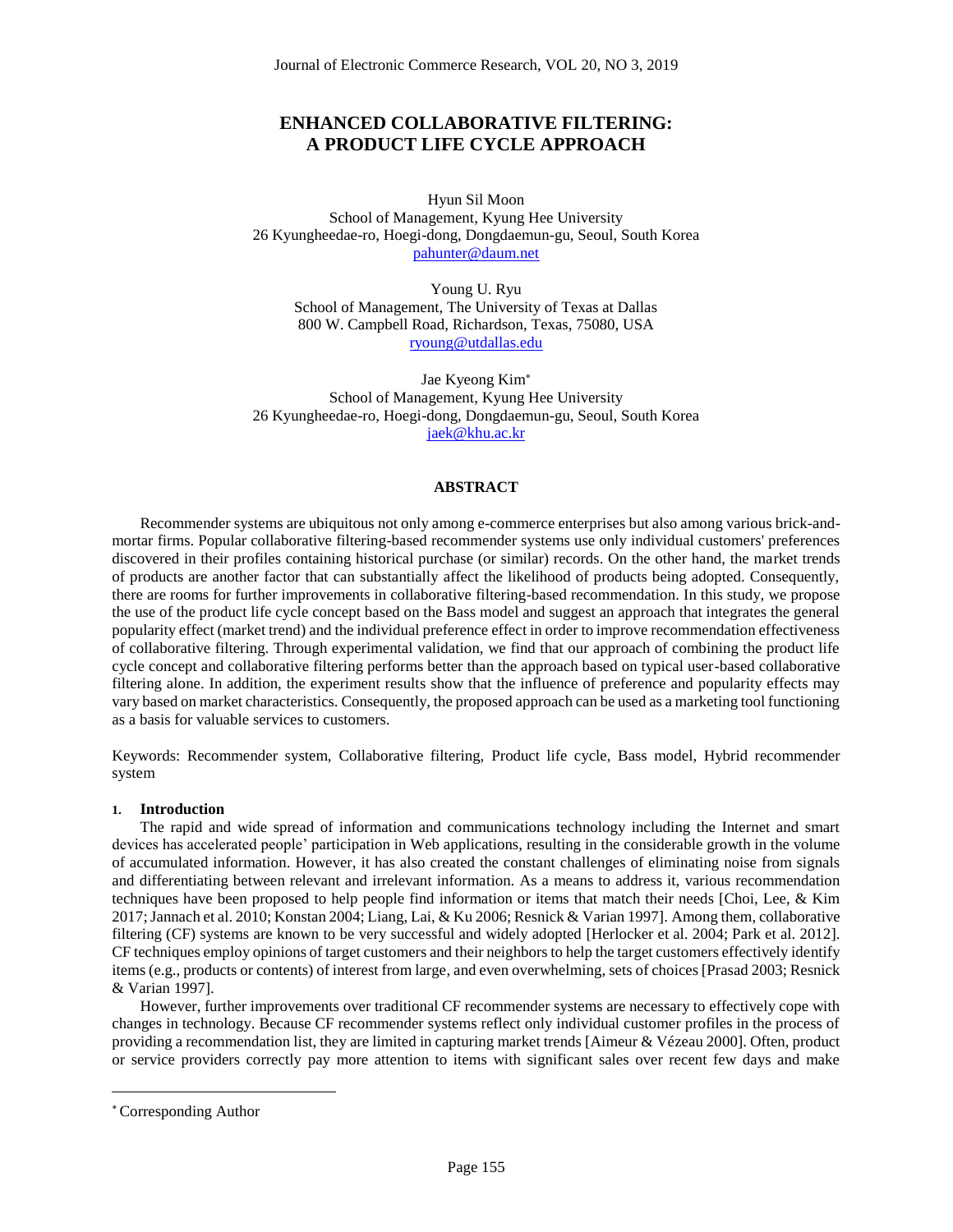# ENHANCED COLLABORATIVE FILTERING: A PRODUCT LIFE CYCLE APPROACH

Hyun Sil Moon
School of Management, Kyung Hee University
26 Kyungheedae-ro, Hoegi-dong, Dongdaemun-gu, Seoul, South Korea
pahunter@daum.net

Young U. Ryu
School of Management, The University of Texas at Dallas
800 W. Campbell Road, Richardson, Texas, 75080, USA
ryoung@utdallas.edu

Jae Kyeong Kim[*]
School of Management, Kyung Hee University
26 Kyungheedae-ro, Hoegi-dong, Dongdaemun-gu, Seoul, South Korea
jaek@khu.ac.kr

## ABSTRACT

Recommender systems are ubiquitous not only among e-commerce enterprises but also among various brick-and-mortar firms. Popular collaborative filtering-based recommender systems use only individual customers' preferences discovered in their profiles containing historical purchase (or similar) records. On the other hand, the market trends of products are another factor that can substantially affect the likelihood of products being adopted. Consequently, there are rooms for further improvements in collaborative filtering-based recommendation. In this study, we propose the use of the product life cycle concept based on the Bass model and suggest an approach that integrates the general popularity effect (market trend) and the individual preference effect in order to improve recommendation effectiveness of collaborative filtering. Through experimental validation, we find that our approach of combining the product life cycle concept and collaborative filtering performs better than the approach based on typical user-based collaborative filtering alone. In addition, the experiment results show that the influence of preference and popularity effects may vary based on market characteristics. Consequently, the proposed approach can be used as a marketing tool functioning as a basis for valuable services to customers.

Keywords: Recommender system, Collaborative filtering, Product life cycle, Bass model, Hybrid recommender system

## 1. Introduction

The rapid and wide spread of information and communications technology including the Internet and smart devices has accelerated people' participation in Web applications, resulting in the considerable growth in the volume of accumulated information. However, it has also created the constant challenges of eliminating noise from signals and differentiating between relevant and irrelevant information. As a means to address it, various recommendation techniques have been proposed to help people find information or items that match their needs [Choi, Lee, & Kim 2017; Jannach et al. 2010; Konstan 2004; Liang, Lai, & Ku 2006; Resnick & Varian 1997]. Among them, collaborative filtering (CF) systems are known to be very successful and widely adopted [Herlocker et al. 2004; Park et al. 2012]. CF techniques employ opinions of target customers and their neighbors to help the target customers effectively identify items (e.g., products or contents) of interest from large, and even overwhelming, sets of choices [Prasad 2003; Resnick & Varian 1997].

However, further improvements over traditional CF recommender systems are necessary to effectively cope with changes in technology. Because CF recommender systems reflect only individual customer profiles in the process of providing a recommendation list, they are limited in capturing market trends [Aimeur & Vézeau 2000]. Often, product or service providers correctly pay more attention to items with significant sales over recent few days and make

[*] Corresponding Author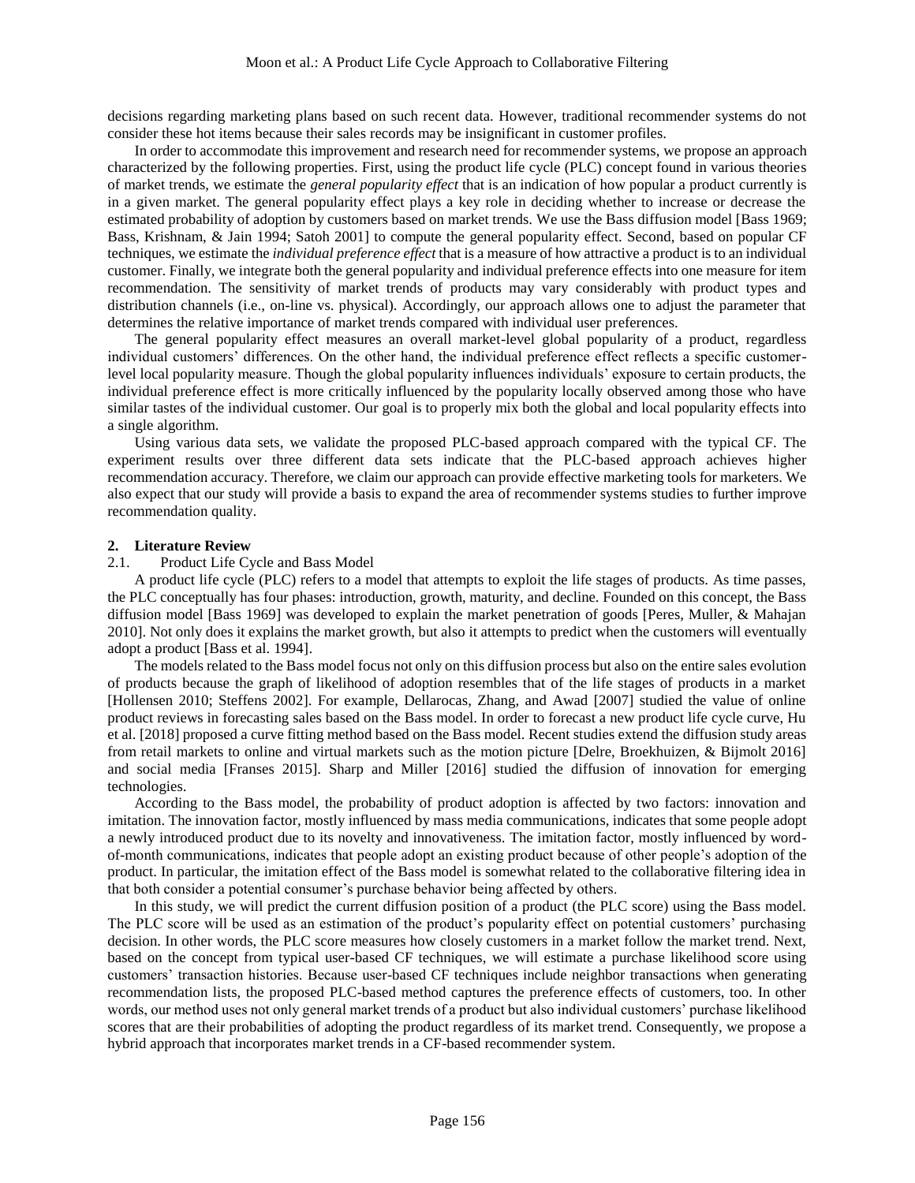decisions regarding marketing plans based on such recent data. However, traditional recommender systems do not consider these hot items because their sales records may be insignificant in customer profiles.

In order to accommodate this improvement and research need for recommender systems, we propose an approach characterized by the following properties. First, using the product life cycle (PLC) concept found in various theories of market trends, we estimate the *general popularity effect* that is an indication of how popular a product currently is in a given market. The general popularity effect plays a key role in deciding whether to increase or decrease the estimated probability of adoption by customers based on market trends. We use the Bass diffusion model [Bass 1969; Bass, Krishnam, & Jain 1994; Satoh 2001] to compute the general popularity effect. Second, based on popular CF techniques, we estimate the *individual preference effect* that is a measure of how attractive a product is to an individual customer. Finally, we integrate both the general popularity and individual preference effects into one measure for item recommendation. The sensitivity of market trends of products may vary considerably with product types and distribution channels (i.e., on-line vs. physical). Accordingly, our approach allows one to adjust the parameter that determines the relative importance of market trends compared with individual user preferences.

The general popularity effect measures an overall market-level global popularity of a product, regardless individual customers' differences. On the other hand, the individual preference effect reflects a specific customer-level local popularity measure. Though the global popularity influences individuals' exposure to certain products, the individual preference effect is more critically influenced by the popularity locally observed among those who have similar tastes of the individual customer. Our goal is to properly mix both the global and local popularity effects into a single algorithm.

Using various data sets, we validate the proposed PLC-based approach compared with the typical CF. The experiment results over three different data sets indicate that the PLC-based approach achieves higher recommendation accuracy. Therefore, we claim our approach can provide effective marketing tools for marketers. We also expect that our study will provide a basis to expand the area of recommender systems studies to further improve recommendation quality.

## 2. Literature Review

### 2.1. Product Life Cycle and Bass Model

A product life cycle (PLC) refers to a model that attempts to exploit the life stages of products. As time passes, the PLC conceptually has four phases: introduction, growth, maturity, and decline. Founded on this concept, the Bass diffusion model [Bass 1969] was developed to explain the market penetration of goods [Peres, Muller, & Mahajan 2010]. Not only does it explains the market growth, but also it attempts to predict when the customers will eventually adopt a product [Bass et al. 1994].

The models related to the Bass model focus not only on this diffusion process but also on the entire sales evolution of products because the graph of likelihood of adoption resembles that of the life stages of products in a market [Hollensen 2010; Steffens 2002]. For example, Dellarocas, Zhang, and Awad [2007] studied the value of online product reviews in forecasting sales based on the Bass model. In order to forecast a new product life cycle curve, Hu et al. [2018] proposed a curve fitting method based on the Bass model. Recent studies extend the diffusion study areas from retail markets to online and virtual markets such as the motion picture [Delre, Broekhuizen, & Bijmolt 2016] and social media [Franses 2015]. Sharp and Miller [2016] studied the diffusion of innovation for emerging technologies.

According to the Bass model, the probability of product adoption is affected by two factors: innovation and imitation. The innovation factor, mostly influenced by mass media communications, indicates that some people adopt a newly introduced product due to its novelty and innovativeness. The imitation factor, mostly influenced by word-of-month communications, indicates that people adopt an existing product because of other people's adoption of the product. In particular, the imitation effect of the Bass model is somewhat related to the collaborative filtering idea in that both consider a potential consumer's purchase behavior being affected by others.

In this study, we will predict the current diffusion position of a product (the PLC score) using the Bass model. The PLC score will be used as an estimation of the product's popularity effect on potential customers' purchasing decision. In other words, the PLC score measures how closely customers in a market follow the market trend. Next, based on the concept from typical user-based CF techniques, we will estimate a purchase likelihood score using customers' transaction histories. Because user-based CF techniques include neighbor transactions when generating recommendation lists, the proposed PLC-based method captures the preference effects of customers, too. In other words, our method uses not only general market trends of a product but also individual customers' purchase likelihood scores that are their probabilities of adopting the product regardless of its market trend. Consequently, we propose a hybrid approach that incorporates market trends in a CF-based recommender system.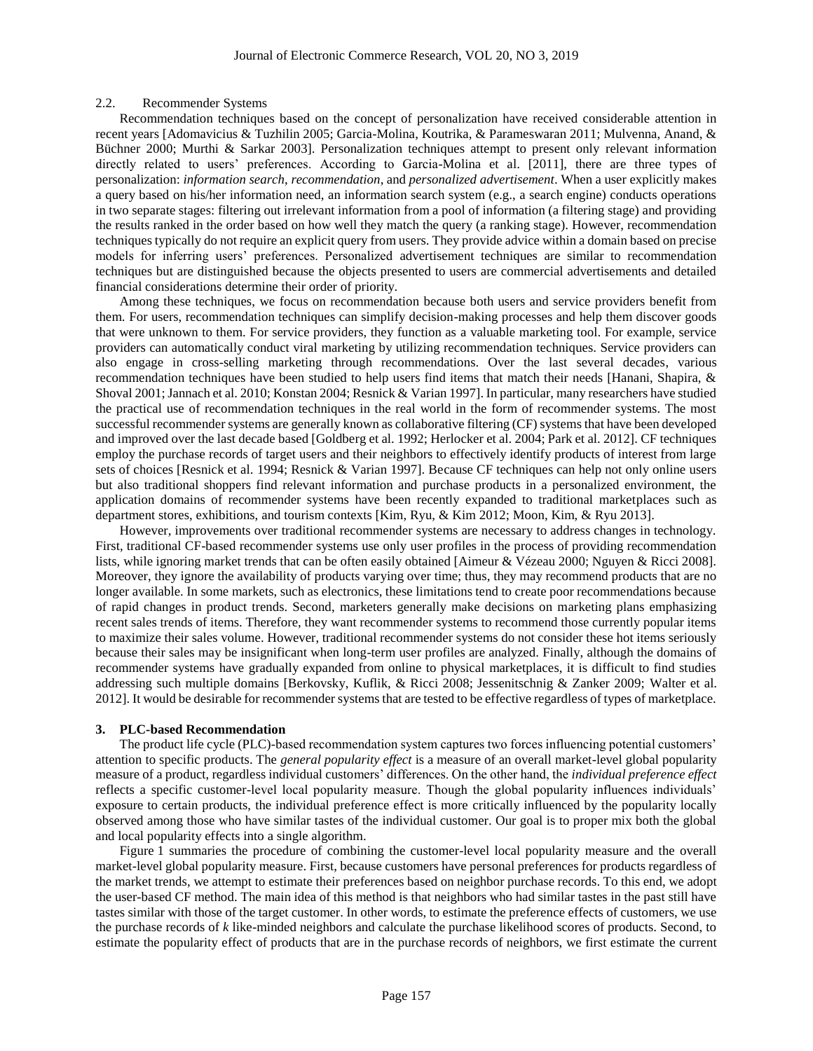### 2.2. Recommender Systems

Recommendation techniques based on the concept of personalization have received considerable attention in recent years [Adomavicius & Tuzhilin 2005; Garcia-Molina, Koutrika, & Parameswaran 2011; Mulvenna, Anand, & Büchner 2000; Murthi & Sarkar 2003]. Personalization techniques attempt to present only relevant information directly related to users' preferences. According to Garcia-Molina et al. [2011], there are three types of personalization: *information search*, *recommendation*, and *personalized advertisement*. When a user explicitly makes a query based on his/her information need, an information search system (e.g., a search engine) conducts operations in two separate stages: filtering out irrelevant information from a pool of information (a filtering stage) and providing the results ranked in the order based on how well they match the query (a ranking stage). However, recommendation techniques typically do not require an explicit query from users. They provide advice within a domain based on precise models for inferring users' preferences. Personalized advertisement techniques are similar to recommendation techniques but are distinguished because the objects presented to users are commercial advertisements and detailed financial considerations determine their order of priority.

Among these techniques, we focus on recommendation because both users and service providers benefit from them. For users, recommendation techniques can simplify decision-making processes and help them discover goods that were unknown to them. For service providers, they function as a valuable marketing tool. For example, service providers can automatically conduct viral marketing by utilizing recommendation techniques. Service providers can also engage in cross-selling marketing through recommendations. Over the last several decades, various recommendation techniques have been studied to help users find items that match their needs [Hanani, Shapira, & Shoval 2001; Jannach et al. 2010; Konstan 2004; Resnick & Varian 1997]. In particular, many researchers have studied the practical use of recommendation techniques in the real world in the form of recommender systems. The most successful recommender systems are generally known as collaborative filtering (CF) systems that have been developed and improved over the last decade based [Goldberg et al. 1992; Herlocker et al. 2004; Park et al. 2012]. CF techniques employ the purchase records of target users and their neighbors to effectively identify products of interest from large sets of choices [Resnick et al. 1994; Resnick & Varian 1997]. Because CF techniques can help not only online users but also traditional shoppers find relevant information and purchase products in a personalized environment, the application domains of recommender systems have been recently expanded to traditional marketplaces such as department stores, exhibitions, and tourism contexts [Kim, Ryu, & Kim 2012; Moon, Kim, & Ryu 2013].

However, improvements over traditional recommender systems are necessary to address changes in technology. First, traditional CF-based recommender systems use only user profiles in the process of providing recommendation lists, while ignoring market trends that can be often easily obtained [Aimeur & Vézeau 2000; Nguyen & Ricci 2008]. Moreover, they ignore the availability of products varying over time; thus, they may recommend products that are no longer available. In some markets, such as electronics, these limitations tend to create poor recommendations because of rapid changes in product trends. Second, marketers generally make decisions on marketing plans emphasizing recent sales trends of items. Therefore, they want recommender systems to recommend those currently popular items to maximize their sales volume. However, traditional recommender systems do not consider these hot items seriously because their sales may be insignificant when long-term user profiles are analyzed. Finally, although the domains of recommender systems have gradually expanded from online to physical marketplaces, it is difficult to find studies addressing such multiple domains [Berkovsky, Kuflik, & Ricci 2008; Jessenitschnig & Zanker 2009; Walter et al. 2012]. It would be desirable for recommender systems that are tested to be effective regardless of types of marketplace.

## 3. PLC-based Recommendation

The product life cycle (PLC)-based recommendation system captures two forces influencing potential customers' attention to specific products. The *general popularity effect* is a measure of an overall market-level global popularity measure of a product, regardless individual customers' differences. On the other hand, the *individual preference effect* reflects a specific customer-level local popularity measure. Though the global popularity influences individuals' exposure to certain products, the individual preference effect is more critically influenced by the popularity locally observed among those who have similar tastes of the individual customer. Our goal is to proper mix both the global and local popularity effects into a single algorithm.

Figure 1 summaries the procedure of combining the customer-level local popularity measure and the overall market-level global popularity measure. First, because customers have personal preferences for products regardless of the market trends, we attempt to estimate their preferences based on neighbor purchase records. To this end, we adopt the user-based CF method. The main idea of this method is that neighbors who had similar tastes in the past still have tastes similar with those of the target customer. In other words, to estimate the preference effects of customers, we use the purchase records of $k$ like-minded neighbors and calculate the purchase likelihood scores of products. Second, to estimate the popularity effect of products that are in the purchase records of neighbors, we first estimate the current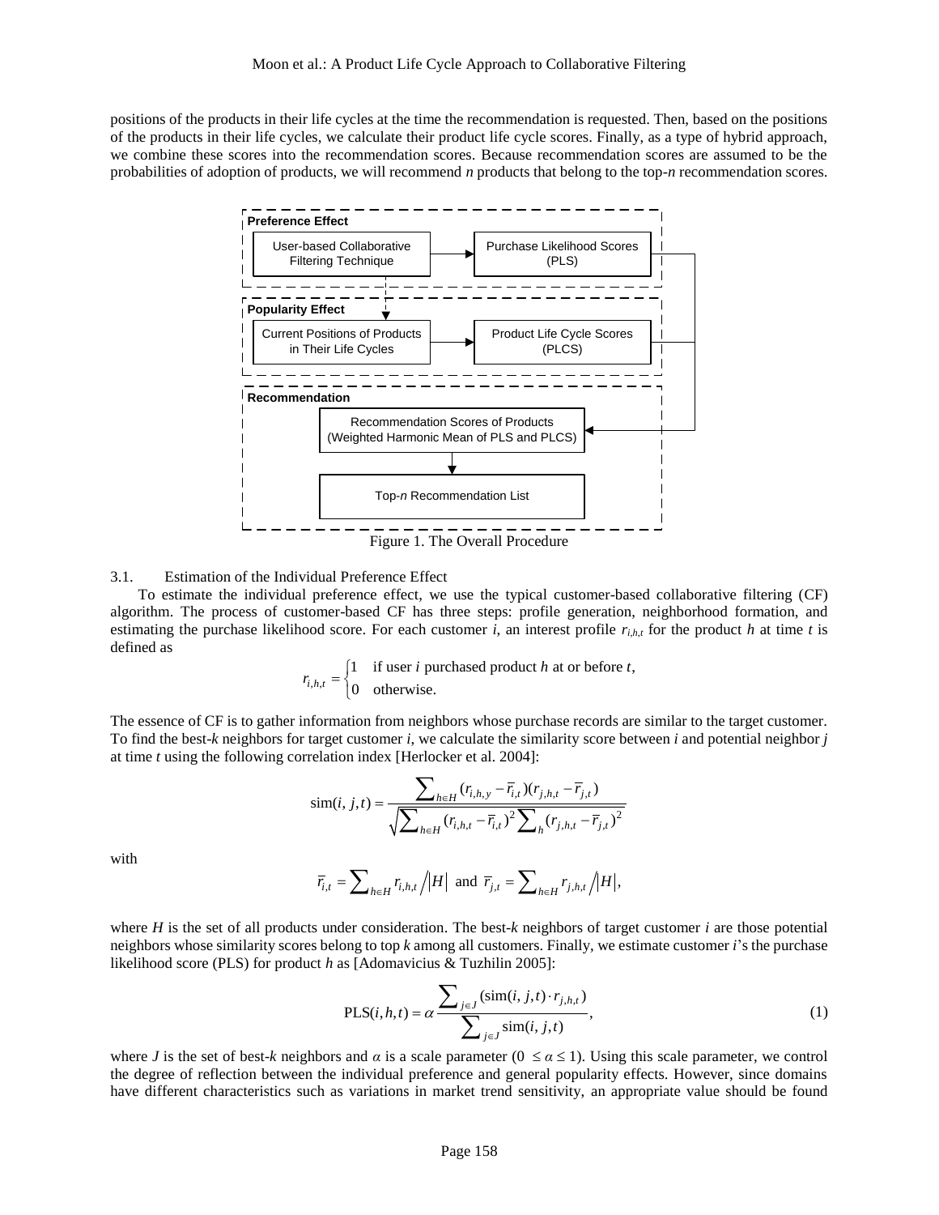positions of the products in their life cycles at the time the recommendation is requested. Then, based on the positions of the products in their life cycles, we calculate their product life cycle scores. Finally, as a type of hybrid approach, we combine these scores into the recommendation scores. Because recommendation scores are assumed to be the probabilities of adoption of products, we will recommend *n* products that belong to the top-*n* recommendation scores.

Figure 1. The Overall Procedure

### 3.1. Estimation of the Individual Preference Effect

To estimate the individual preference effect, we use the typical customer-based collaborative filtering (CF) algorithm. The process of customer-based CF has three steps: profile generation, neighborhood formation, and estimating the purchase likelihood score. For each customer *i*, an interest profile $r_{i,h,t}$ for the product *h* at time *t* is defined as

$$r_{i,h,t} = \begin{cases} 1 & \text{if user } i \text{ purchased product } h \text{ at or before } t, \\ 0 & \text{otherwise.} \end{cases}$$

The essence of CF is to gather information from neighbors whose purchase records are similar to the target customer. To find the best-*k* neighbors for target customer *i*, we calculate the similarity score between *i* and potential neighbor *j* at time *t* using the following correlation index [Herlocker et al. 2004]:

$$\text{sim}(i, j, t) = \frac{\sum_{h \in H} (r_{i,h,y} - \bar{r}_{i,t})(r_{j,h,t} - \bar{r}_{j,t})}{\sqrt{\sum_{h \in H} (r_{i,h,t} - \bar{r}_{i,t})^2 \sum_{h} (r_{j,h,t} - \bar{r}_{j,t})^2}}$$

with

$$\bar{r}_{i,t} = \sum_{h \in H} r_{i,h,t} \Big/ |H| \text{ and } \bar{r}_{j,t} = \sum_{h \in H} r_{j,h,t} \Big/ |H|,$$

where *H* is the set of all products under consideration. The best-*k* neighbors of target customer *i* are those potential neighbors whose similarity scores belong to top *k* among all customers. Finally, we estimate customer *i*'s the purchase likelihood score (PLS) for product *h* as [Adomavicius & Tuzhilin 2005]:

$$\text{PLS}(i, h, t) = \alpha \frac{\sum_{j \in J} (\text{sim}(i, j, t) \cdot r_{j,h,t})}{\sum_{j \in J} \text{sim}(i, j, t)}, \tag{1}$$

where *J* is the set of best-*k* neighbors and *α* is a scale parameter ($0 \le \alpha \le 1$). Using this scale parameter, we control the degree of reflection between the individual preference and general popularity effects. However, since domains have different characteristics such as variations in market trend sensitivity, an appropriate value should be found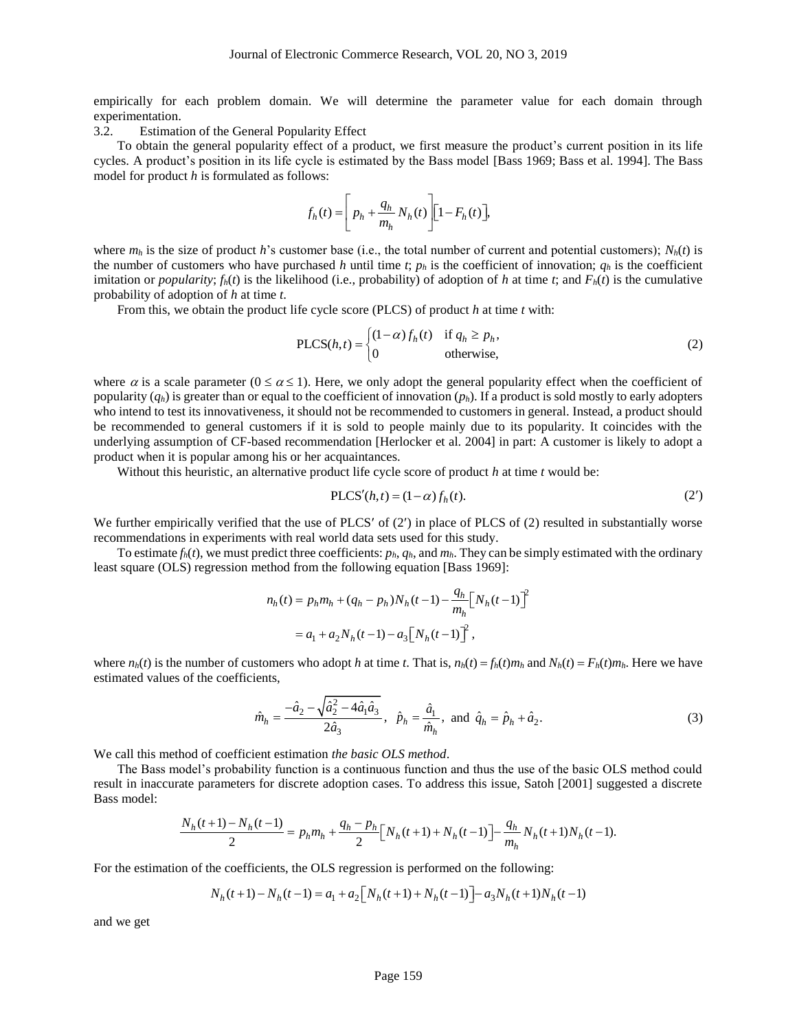empirically for each problem domain. We will determine the parameter value for each domain through experimentation.

### 3.2. Estimation of the General Popularity Effect

To obtain the general popularity effect of a product, we first measure the product's current position in its life cycles. A product's position in its life cycle is estimated by the Bass model [Bass 1969; Bass et al. 1994]. The Bass model for product $h$ is formulated as follows:

$$f_h(t) = \left[ p_h + \frac{q_h}{m_h} N_h(t) \right] \left[ 1 - F_h(t) \right],$$

where $m_h$ is the size of product $h$'s customer base (i.e., the total number of current and potential customers); $N_h(t)$ is the number of customers who have purchased $h$ until time $t$; $p_h$ is the coefficient of innovation; $q_h$ is the coefficient imitation or *popularity*; $f_h(t)$ is the likelihood (i.e., probability) of adoption of $h$ at time $t$; and $F_h(t)$ is the cumulative probability of adoption of $h$ at time $t$.

From this, we obtain the product life cycle score (PLCS) of product $h$ at time $t$ with:

$$\text{PLCS}(h,t) = \begin{cases} (1-\alpha) f_h(t) & \text{if } q_h \geq p_h, \\ 0 & \text{otherwise,} \end{cases} \tag{2}$$

where $\alpha$ is a scale parameter ($0 \leq \alpha \leq 1$). Here, we only adopt the general popularity effect when the coefficient of popularity ($q_h$) is greater than or equal to the coefficient of innovation ($p_h$). If a product is sold mostly to early adopters who intend to test its innovativeness, it should not be recommended to customers in general. Instead, a product should be recommended to general customers if it is sold to people mainly due to its popularity. It coincides with the underlying assumption of CF-based recommendation [Herlocker et al. 2004] in part: A customer is likely to adopt a product when it is popular among his or her acquaintances.

Without this heuristic, an alternative product life cycle score of product $h$ at time $t$ would be:

$$\text{PLCS}'(h,t) = (1-\alpha) f_h(t). \tag{2'}$$

We further empirically verified that the use of PLCS′ of (2′) in place of PLCS of (2) resulted in substantially worse recommendations in experiments with real world data sets used for this study.

To estimate $f_h(t)$, we must predict three coefficients: $p_h$, $q_h$, and $m_h$. They can be simply estimated with the ordinary least square (OLS) regression method from the following equation [Bass 1969]:

$$\begin{aligned} n_h(t) &= p_h m_h + (q_h - p_h) N_h(t-1) - \frac{q_h}{m_h} \left[ N_h(t-1) \right]^2 \\ &= a_1 + a_2 N_h(t-1) - a_3 \left[ N_h(t-1) \right]^2, \end{aligned}$$

where $n_h(t)$ is the number of customers who adopt $h$ at time $t$. That is, $n_h(t) = f_h(t) m_h$ and $N_h(t) = F_h(t) m_h$. Here we have estimated values of the coefficients,

$$\hat{m}_h = \frac{-\hat{a}_2 - \sqrt{\hat{a}_2^2 - 4\hat{a}_1\hat{a}_3}}{2\hat{a}_3}, \quad \hat{p}_h = \frac{\hat{a}_1}{\hat{m}_h}, \text{ and } \hat{q}_h = \hat{p}_h + \hat{a}_2. \tag{3}$$

We call this method of coefficient estimation *the basic OLS method*.

The Bass model's probability function is a continuous function and thus the use of the basic OLS method could result in inaccurate parameters for discrete adoption cases. To address this issue, Satoh [2001] suggested a discrete Bass model:

$$\frac{N_h(t+1) - N_h(t-1)}{2} = p_h m_h + \frac{q_h - p_h}{2} \left[ N_h(t+1) + N_h(t-1) \right] - \frac{q_h}{m_h} N_h(t+1) N_h(t-1).$$

For the estimation of the coefficients, the OLS regression is performed on the following:

$$N_h(t+1) - N_h(t-1) = a_1 + a_2 \left[ N_h(t+1) + N_h(t-1) \right] - a_3 N_h(t+1) N_h(t-1)$$

and we get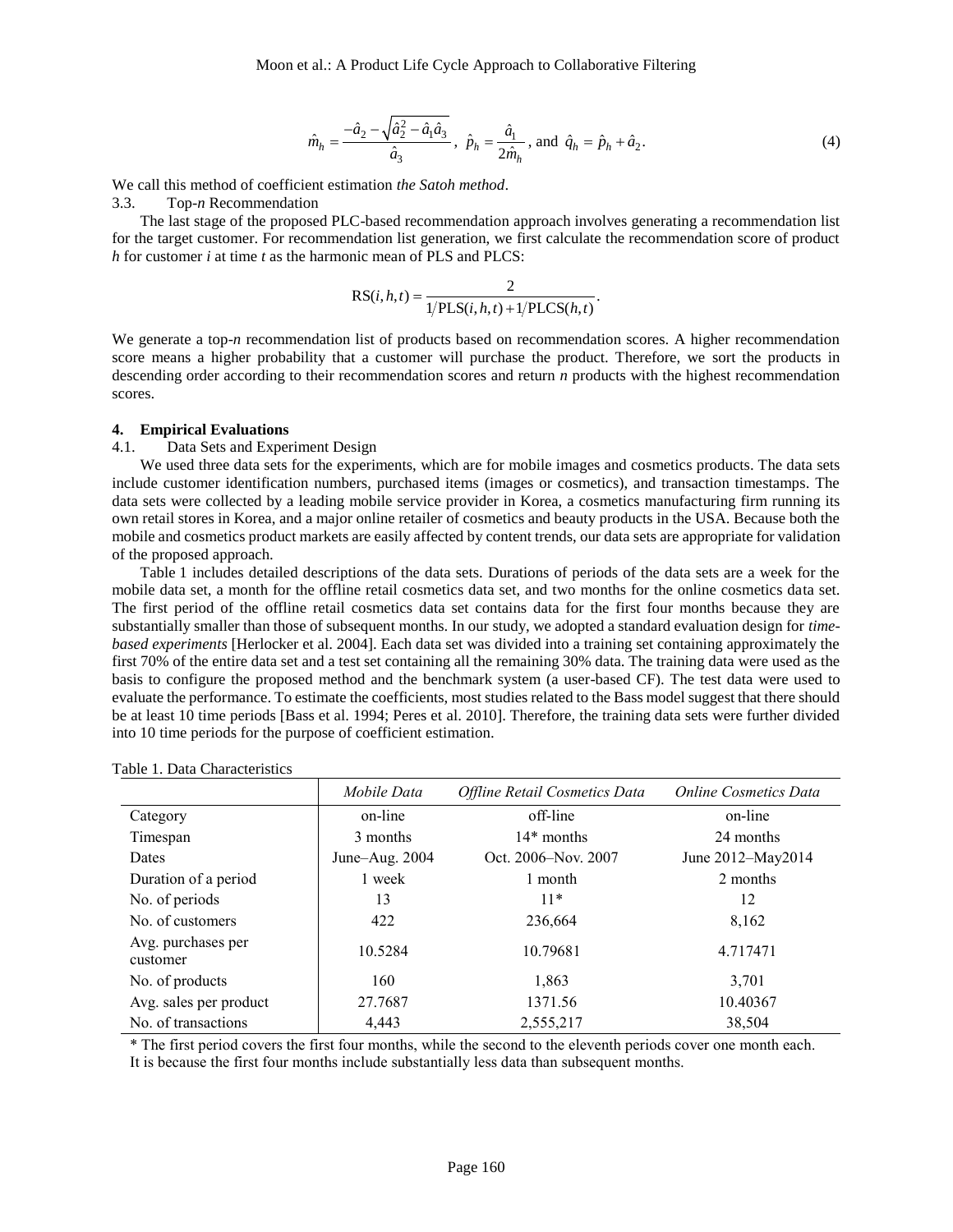$$\hat{m}_h = \frac{-\hat{a}_2 - \sqrt{\hat{a}_2^2 - \hat{a}_1\hat{a}_3}}{\hat{a}_3}, \ \ \hat{p}_h = \frac{\hat{a}_1}{2\hat{m}_h}, \text{ and } \ \hat{q}_h = \hat{p}_h + \hat{a}_2. \tag{4}$$

We call this method of coefficient estimation *the Satoh method*.

### 3.3. Top-*n* Recommendation

The last stage of the proposed PLC-based recommendation approach involves generating a recommendation list for the target customer. For recommendation list generation, we first calculate the recommendation score of product $h$ for customer $i$ at time $t$ as the harmonic mean of PLS and PLCS:

$$\text{RS}(i,h,t) = \frac{2}{1/\text{PLS}(i,h,t) + 1/\text{PLCS}(h,t)}.$$

We generate a top-*n* recommendation list of products based on recommendation scores. A higher recommendation score means a higher probability that a customer will purchase the product. Therefore, we sort the products in descending order according to their recommendation scores and return $n$ products with the highest recommendation scores.

## 4. Empirical Evaluations

### 4.1. Data Sets and Experiment Design

We used three data sets for the experiments, which are for mobile images and cosmetics products. The data sets include customer identification numbers, purchased items (images or cosmetics), and transaction timestamps. The data sets were collected by a leading mobile service provider in Korea, a cosmetics manufacturing firm running its own retail stores in Korea, and a major online retailer of cosmetics and beauty products in the USA. Because both the mobile and cosmetics product markets are easily affected by content trends, our data sets are appropriate for validation of the proposed approach.

Table 1 includes detailed descriptions of the data sets. Durations of periods of the data sets are a week for the mobile data set, a month for the offline retail cosmetics data set, and two months for the online cosmetics data set. The first period of the offline retail cosmetics data set contains data for the first four months because they are substantially smaller than those of subsequent months. In our study, we adopted a standard evaluation design for *time-based experiments* [Herlocker et al. 2004]. Each data set was divided into a training set containing approximately the first 70% of the entire data set and a test set containing all the remaining 30% data. The training data were used as the basis to configure the proposed method and the benchmark system (a user-based CF). The test data were used to evaluate the performance. To estimate the coefficients, most studies related to the Bass model suggest that there should be at least 10 time periods [Bass et al. 1994; Peres et al. 2010]. Therefore, the training data sets were further divided into 10 time periods for the purpose of coefficient estimation.

Table 1. Data Characteristics

| | *Mobile Data* | *Offline Retail Cosmetics Data* | *Online Cosmetics Data* |
|---|---|---|---|
| Category | on-line | off-line | on-line |
| Timespan | 3 months | 14* months | 24 months |
| Dates | June–Aug. 2004 | Oct. 2006–Nov. 2007 | June 2012–May2014 |
| Duration of a period | 1 week | 1 month | 2 months |
| No. of periods | 13 | 11* | 12 |
| No. of customers | 422 | 236,664 | 8,162 |
| Avg. purchases per customer | 10.5284 | 10.79681 | 4.717471 |
| No. of products | 160 | 1,863 | 3,701 |
| Avg. sales per product | 27.7687 | 1371.56 | 10.40367 |
| No. of transactions | 4,443 | 2,555,217 | 38,504 |

\* The first period covers the first four months, while the second to the eleventh periods cover one month each. It is because the first four months include substantially less data than subsequent months.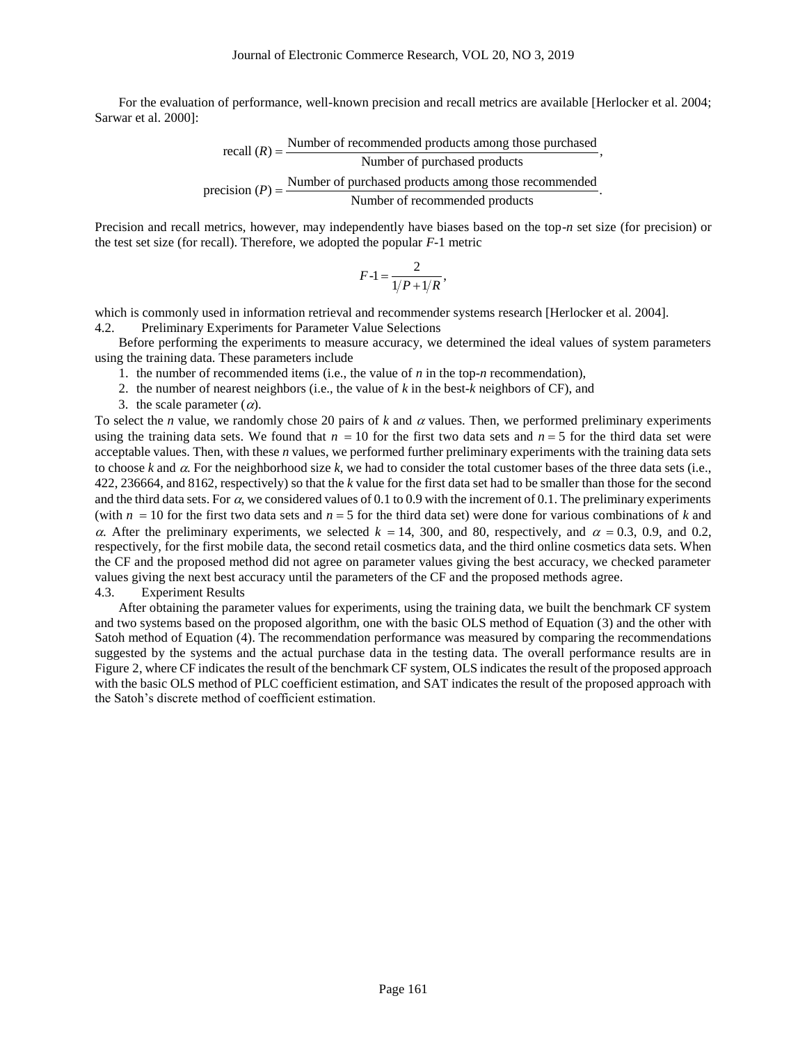For the evaluation of performance, well-known precision and recall metrics are available [Herlocker et al. 2004; Sarwar et al. 2000]:

$$\text{recall } (R) = \frac{\text{Number of recommended products among those purchased}}{\text{Number of purchased products}},$$

$$\text{precision } (P) = \frac{\text{Number of purchased products among those recommended}}{\text{Number of recommended products}}.$$

Precision and recall metrics, however, may independently have biases based on the top-*n* set size (for precision) or the test set size (for recall). Therefore, we adopted the popular *F*-1 metric

$$F\text{-}1 = \frac{2}{1/P + 1/R},$$

which is commonly used in information retrieval and recommender systems research [Herlocker et al. 2004].

### 4.2. Preliminary Experiments for Parameter Value Selections

Before performing the experiments to measure accuracy, we determined the ideal values of system parameters using the training data. These parameters include

1. the number of recommended items (i.e., the value of *n* in the top-*n* recommendation),
2. the number of nearest neighbors (i.e., the value of *k* in the best-*k* neighbors of CF), and
3. the scale parameter ($\alpha$).

To select the *n* value, we randomly chose 20 pairs of *k* and $\alpha$ values. Then, we performed preliminary experiments using the training data sets. We found that $n = 10$ for the first two data sets and $n = 5$ for the third data set were acceptable values. Then, with these *n* values, we performed further preliminary experiments with the training data sets to choose *k* and $\alpha$. For the neighborhood size *k*, we had to consider the total customer bases of the three data sets (i.e., 422, 236664, and 8162, respectively) so that the *k* value for the first data set had to be smaller than those for the second and the third data sets. For $\alpha$, we considered values of 0.1 to 0.9 with the increment of 0.1. The preliminary experiments (with $n = 10$ for the first two data sets and $n = 5$ for the third data set) were done for various combinations of *k* and $\alpha$. After the preliminary experiments, we selected $k = 14$, 300, and 80, respectively, and $\alpha = 0.3$, 0.9, and 0.2, respectively, for the first mobile data, the second retail cosmetics data, and the third online cosmetics data sets. When the CF and the proposed method did not agree on parameter values giving the best accuracy, we checked parameter values giving the next best accuracy until the parameters of the CF and the proposed methods agree.

### 4.3. Experiment Results

After obtaining the parameter values for experiments, using the training data, we built the benchmark CF system and two systems based on the proposed algorithm, one with the basic OLS method of Equation (3) and the other with Satoh method of Equation (4). The recommendation performance was measured by comparing the recommendations suggested by the systems and the actual purchase data in the testing data. The overall performance results are in Figure 2, where CF indicates the result of the benchmark CF system, OLS indicates the result of the proposed approach with the basic OLS method of PLC coefficient estimation, and SAT indicates the result of the proposed approach with the Satoh's discrete method of coefficient estimation.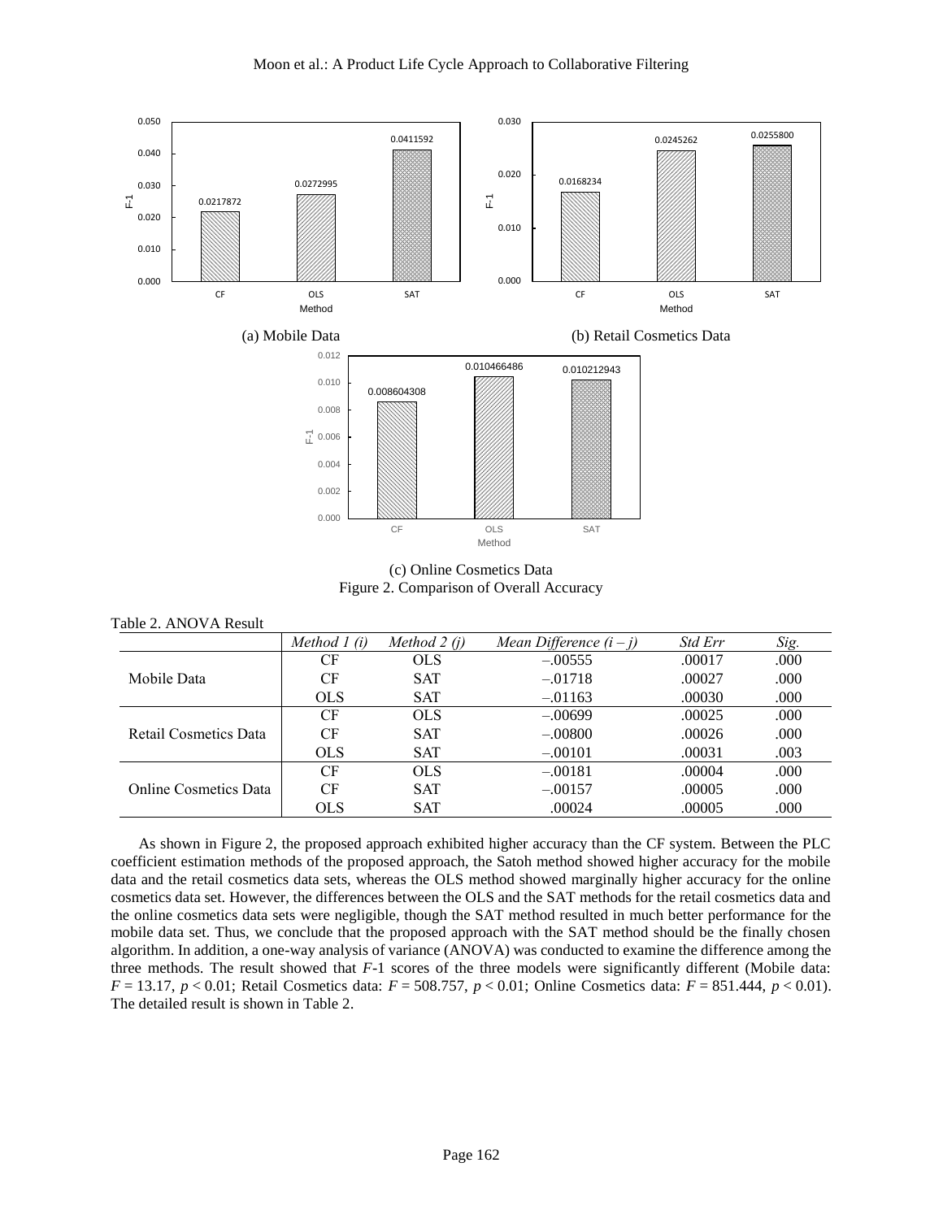(a) Mobile Data

(b) Retail Cosmetics Data

(c) Online Cosmetics Data

Figure 2. Comparison of Overall Accuracy

Table 2. ANOVA Result

| | *Method 1 (i)* | *Method 2 (j)* | *Mean Difference (i – j)* | *Std Err* | *Sig.* |
|---|---|---|---|---|---|
| Mobile Data | CF | OLS | –.00555 | .00017 | .000 |
| | CF | SAT | –.01718 | .00027 | .000 |
| | OLS | SAT | –.01163 | .00030 | .000 |
| Retail Cosmetics Data | CF | OLS | –.00699 | .00025 | .000 |
| | CF | SAT | –.00800 | .00026 | .000 |
| | OLS | SAT | –.00101 | .00031 | .003 |
| Online Cosmetics Data | CF | OLS | –.00181 | .00004 | .000 |
| | CF | SAT | –.00157 | .00005 | .000 |
| | OLS | SAT | .00024 | .00005 | .000 |

As shown in Figure 2, the proposed approach exhibited higher accuracy than the CF system. Between the PLC coefficient estimation methods of the proposed approach, the Satoh method showed higher accuracy for the mobile data and the retail cosmetics data sets, whereas the OLS method showed marginally higher accuracy for the online cosmetics data set. However, the differences between the OLS and the SAT methods for the retail cosmetics data and the online cosmetics data sets were negligible, though the SAT method resulted in much better performance for the mobile data set. Thus, we conclude that the proposed approach with the SAT method should be the finally chosen algorithm. In addition, a one-way analysis of variance (ANOVA) was conducted to examine the difference among the three methods. The result showed that *F*-1 scores of the three models were significantly different (Mobile data: $F = 13.17$, $p < 0.01$; Retail Cosmetics data: $F = 508.757$, $p < 0.01$; Online Cosmetics data: $F = 851.444$, $p < 0.01$). The detailed result is shown in Table 2.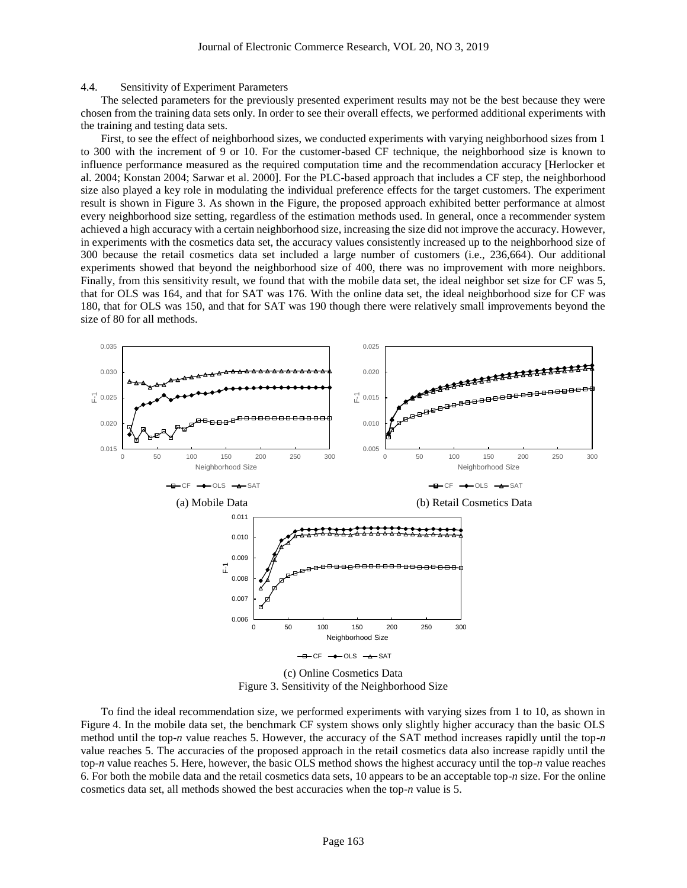### 4.4. Sensitivity of Experiment Parameters

The selected parameters for the previously presented experiment results may not be the best because they were chosen from the training data sets only. In order to see their overall effects, we performed additional experiments with the training and testing data sets.

First, to see the effect of neighborhood sizes, we conducted experiments with varying neighborhood sizes from 1 to 300 with the increment of 9 or 10. For the customer-based CF technique, the neighborhood size is known to influence performance measured as the required computation time and the recommendation accuracy [Herlocker et al. 2004; Konstan 2004; Sarwar et al. 2000]. For the PLC-based approach that includes a CF step, the neighborhood size also played a key role in modulating the individual preference effects for the target customers. The experiment result is shown in Figure 3. As shown in the Figure, the proposed approach exhibited better performance at almost every neighborhood size setting, regardless of the estimation methods used. In general, once a recommender system achieved a high accuracy with a certain neighborhood size, increasing the size did not improve the accuracy. However, in experiments with the cosmetics data set, the accuracy values consistently increased up to the neighborhood size of 300 because the retail cosmetics data set included a large number of customers (i.e., 236,664). Our additional experiments showed that beyond the neighborhood size of 400, there was no improvement with more neighbors. Finally, from this sensitivity result, we found that with the mobile data set, the ideal neighbor set size for CF was 5, that for OLS was 164, and that for SAT was 176. With the online data set, the ideal neighborhood size for CF was 180, that for OLS was 150, and that for SAT was 190 though there were relatively small improvements beyond the size of 80 for all methods.

(a) Mobile Data

(b) Retail Cosmetics Data

(c) Online Cosmetics Data

Figure 3. Sensitivity of the Neighborhood Size

To find the ideal recommendation size, we performed experiments with varying sizes from 1 to 10, as shown in Figure 4. In the mobile data set, the benchmark CF system shows only slightly higher accuracy than the basic OLS method until the top-*n* value reaches 5. However, the accuracy of the SAT method increases rapidly until the top-*n* value reaches 5. The accuracies of the proposed approach in the retail cosmetics data also increase rapidly until the top-*n* value reaches 5. Here, however, the basic OLS method shows the highest accuracy until the top-*n* value reaches 6. For both the mobile data and the retail cosmetics data sets, 10 appears to be an acceptable top-*n* size. For the online cosmetics data set, all methods showed the best accuracies when the top-*n* value is 5.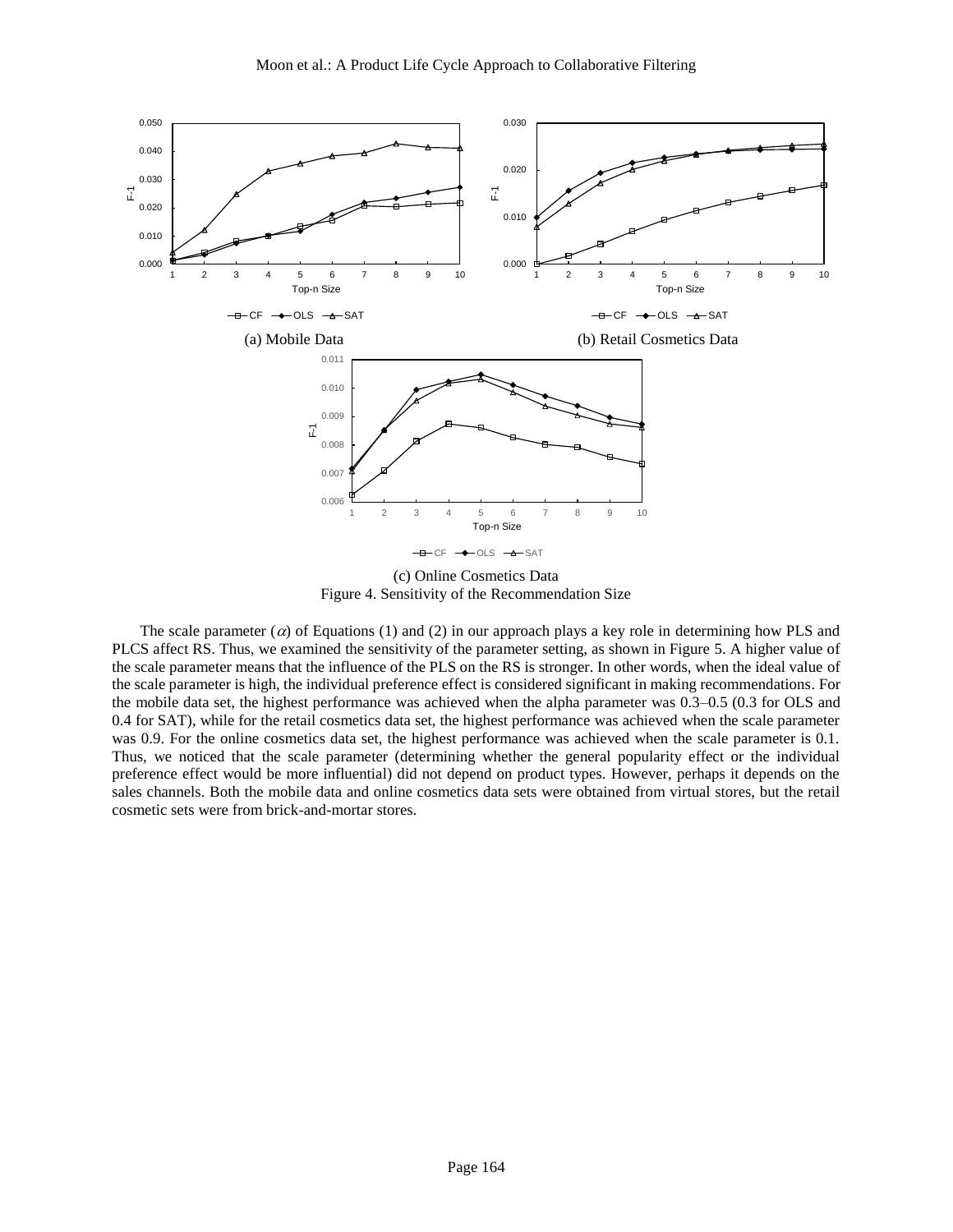(a) Mobile Data

(b) Retail Cosmetics Data

(c) Online Cosmetics Data

Figure 4. Sensitivity of the Recommendation Size

The scale parameter ($\alpha$) of Equations (1) and (2) in our approach plays a key role in determining how PLS and PLCS affect RS. Thus, we examined the sensitivity of the parameter setting, as shown in Figure 5. A higher value of the scale parameter means that the influence of the PLS on the RS is stronger. In other words, when the ideal value of the scale parameter is high, the individual preference effect is considered significant in making recommendations. For the mobile data set, the highest performance was achieved when the alpha parameter was 0.3–0.5 (0.3 for OLS and 0.4 for SAT), while for the retail cosmetics data set, the highest performance was achieved when the scale parameter was 0.9. For the online cosmetics data set, the highest performance was achieved when the scale parameter is 0.1. Thus, we noticed that the scale parameter (determining whether the general popularity effect or the individual preference effect would be more influential) did not depend on product types. However, perhaps it depends on the sales channels. Both the mobile data and online cosmetics data sets were obtained from virtual stores, but the retail cosmetic sets were from brick-and-mortar stores.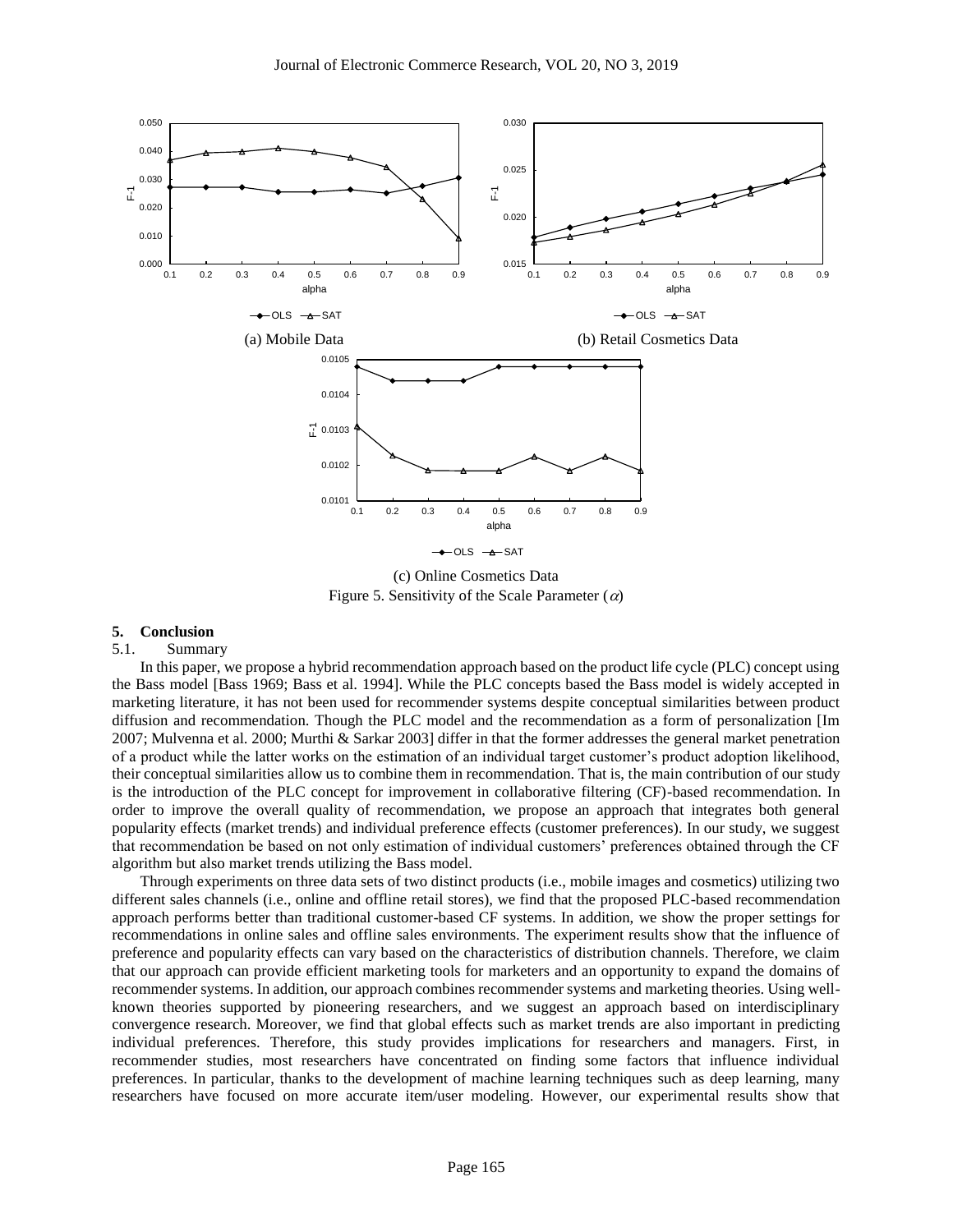(a) Mobile Data

(b) Retail Cosmetics Data

(c) Online Cosmetics Data

Figure 5. Sensitivity of the Scale Parameter ($\alpha$)

## 5. Conclusion

### 5.1. Summary

In this paper, we propose a hybrid recommendation approach based on the product life cycle (PLC) concept using the Bass model [Bass 1969; Bass et al. 1994]. While the PLC concepts based the Bass model is widely accepted in marketing literature, it has not been used for recommender systems despite conceptual similarities between product diffusion and recommendation. Though the PLC model and the recommendation as a form of personalization [Im 2007; Mulvenna et al. 2000; Murthi & Sarkar 2003] differ in that the former addresses the general market penetration of a product while the latter works on the estimation of an individual target customer's product adoption likelihood, their conceptual similarities allow us to combine them in recommendation. That is, the main contribution of our study is the introduction of the PLC concept for improvement in collaborative filtering (CF)-based recommendation. In order to improve the overall quality of recommendation, we propose an approach that integrates both general popularity effects (market trends) and individual preference effects (customer preferences). In our study, we suggest that recommendation be based on not only estimation of individual customers' preferences obtained through the CF algorithm but also market trends utilizing the Bass model.

Through experiments on three data sets of two distinct products (i.e., mobile images and cosmetics) utilizing two different sales channels (i.e., online and offline retail stores), we find that the proposed PLC-based recommendation approach performs better than traditional customer-based CF systems. In addition, we show the proper settings for recommendations in online sales and offline sales environments. The experiment results show that the influence of preference and popularity effects can vary based on the characteristics of distribution channels. Therefore, we claim that our approach can provide efficient marketing tools for marketers and an opportunity to expand the domains of recommender systems. In addition, our approach combines recommender systems and marketing theories. Using well-known theories supported by pioneering researchers, and we suggest an approach based on interdisciplinary convergence research. Moreover, we find that global effects such as market trends are also important in predicting individual preferences. Therefore, this study provides implications for researchers and managers. First, in recommender studies, most researchers have concentrated on finding some factors that influence individual preferences. In particular, thanks to the development of machine learning techniques such as deep learning, many researchers have focused on more accurate item/user modeling. However, our experimental results show that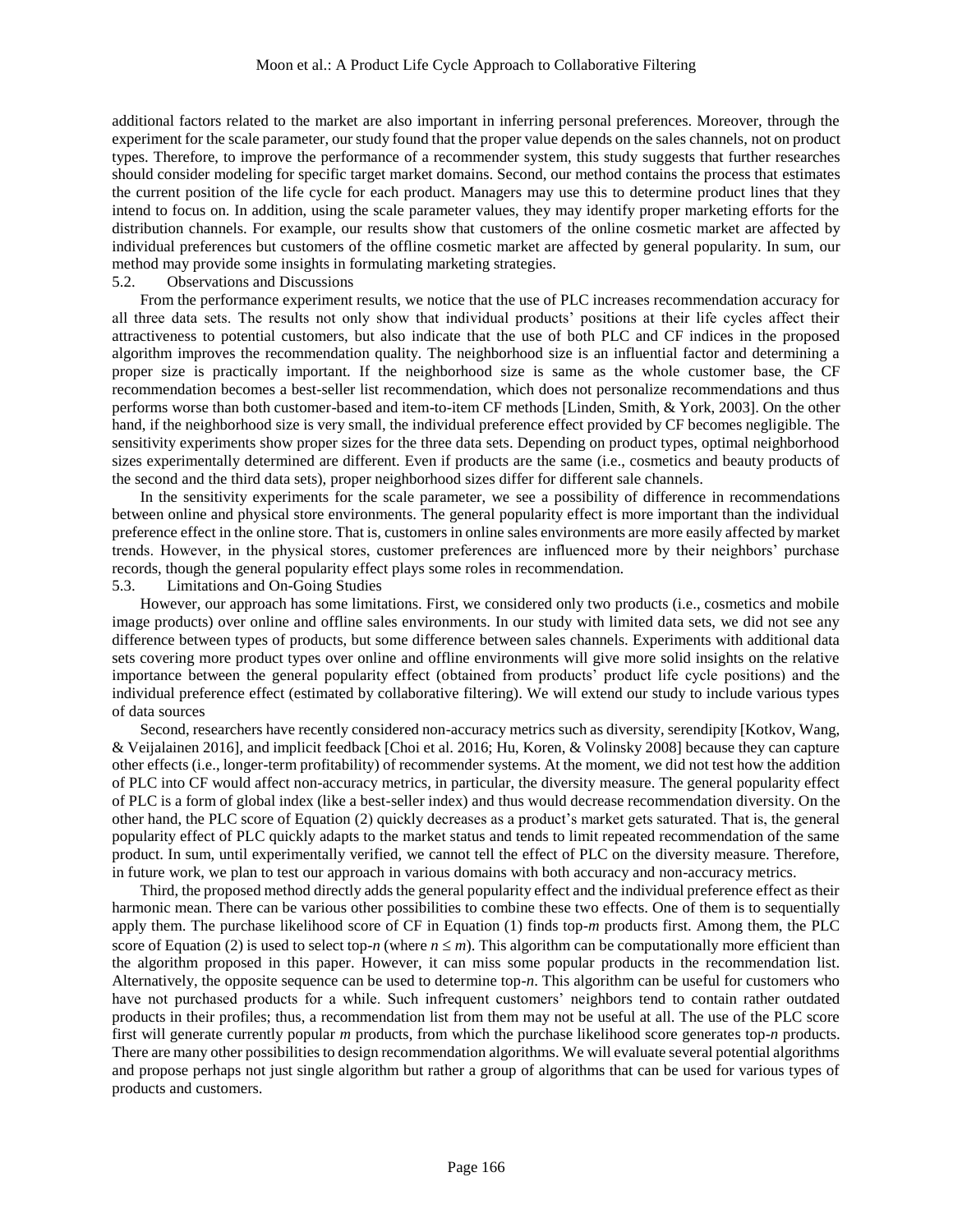additional factors related to the market are also important in inferring personal preferences. Moreover, through the experiment for the scale parameter, our study found that the proper value depends on the sales channels, not on product types. Therefore, to improve the performance of a recommender system, this study suggests that further researches should consider modeling for specific target market domains. Second, our method contains the process that estimates the current position of the life cycle for each product. Managers may use this to determine product lines that they intend to focus on. In addition, using the scale parameter values, they may identify proper marketing efforts for the distribution channels. For example, our results show that customers of the online cosmetic market are affected by individual preferences but customers of the offline cosmetic market are affected by general popularity. In sum, our method may provide some insights in formulating marketing strategies.

### 5.2. Observations and Discussions

From the performance experiment results, we notice that the use of PLC increases recommendation accuracy for all three data sets. The results not only show that individual products' positions at their life cycles affect their attractiveness to potential customers, but also indicate that the use of both PLC and CF indices in the proposed algorithm improves the recommendation quality. The neighborhood size is an influential factor and determining a proper size is practically important. If the neighborhood size is same as the whole customer base, the CF recommendation becomes a best-seller list recommendation, which does not personalize recommendations and thus performs worse than both customer-based and item-to-item CF methods [Linden, Smith, & York, 2003]. On the other hand, if the neighborhood size is very small, the individual preference effect provided by CF becomes negligible. The sensitivity experiments show proper sizes for the three data sets. Depending on product types, optimal neighborhood sizes experimentally determined are different. Even if products are the same (i.e., cosmetics and beauty products of the second and the third data sets), proper neighborhood sizes differ for different sale channels.

In the sensitivity experiments for the scale parameter, we see a possibility of difference in recommendations between online and physical store environments. The general popularity effect is more important than the individual preference effect in the online store. That is, customers in online sales environments are more easily affected by market trends. However, in the physical stores, customer preferences are influenced more by their neighbors' purchase records, though the general popularity effect plays some roles in recommendation.

### 5.3. Limitations and On-Going Studies

However, our approach has some limitations. First, we considered only two products (i.e., cosmetics and mobile image products) over online and offline sales environments. In our study with limited data sets, we did not see any difference between types of products, but some difference between sales channels. Experiments with additional data sets covering more product types over online and offline environments will give more solid insights on the relative importance between the general popularity effect (obtained from products' product life cycle positions) and the individual preference effect (estimated by collaborative filtering). We will extend our study to include various types of data sources

Second, researchers have recently considered non-accuracy metrics such as diversity, serendipity [Kotkov, Wang, & Veijalainen 2016], and implicit feedback [Choi et al. 2016; Hu, Koren, & Volinsky 2008] because they can capture other effects (i.e., longer-term profitability) of recommender systems. At the moment, we did not test how the addition of PLC into CF would affect non-accuracy metrics, in particular, the diversity measure. The general popularity effect of PLC is a form of global index (like a best-seller index) and thus would decrease recommendation diversity. On the other hand, the PLC score of Equation (2) quickly decreases as a product's market gets saturated. That is, the general popularity effect of PLC quickly adapts to the market status and tends to limit repeated recommendation of the same product. In sum, until experimentally verified, we cannot tell the effect of PLC on the diversity measure. Therefore, in future work, we plan to test our approach in various domains with both accuracy and non-accuracy metrics.

Third, the proposed method directly adds the general popularity effect and the individual preference effect as their harmonic mean. There can be various other possibilities to combine these two effects. One of them is to sequentially apply them. The purchase likelihood score of CF in Equation (1) finds top-$m$ products first. Among them, the PLC score of Equation (2) is used to select top-$n$ (where $n \leq m$). This algorithm can be computationally more efficient than the algorithm proposed in this paper. However, it can miss some popular products in the recommendation list. Alternatively, the opposite sequence can be used to determine top-$n$. This algorithm can be useful for customers who have not purchased products for a while. Such infrequent customers' neighbors tend to contain rather outdated products in their profiles; thus, a recommendation list from them may not be useful at all. The use of the PLC score first will generate currently popular $m$ products, from which the purchase likelihood score generates top-$n$ products. There are many other possibilities to design recommendation algorithms. We will evaluate several potential algorithms and propose perhaps not just single algorithm but rather a group of algorithms that can be used for various types of products and customers.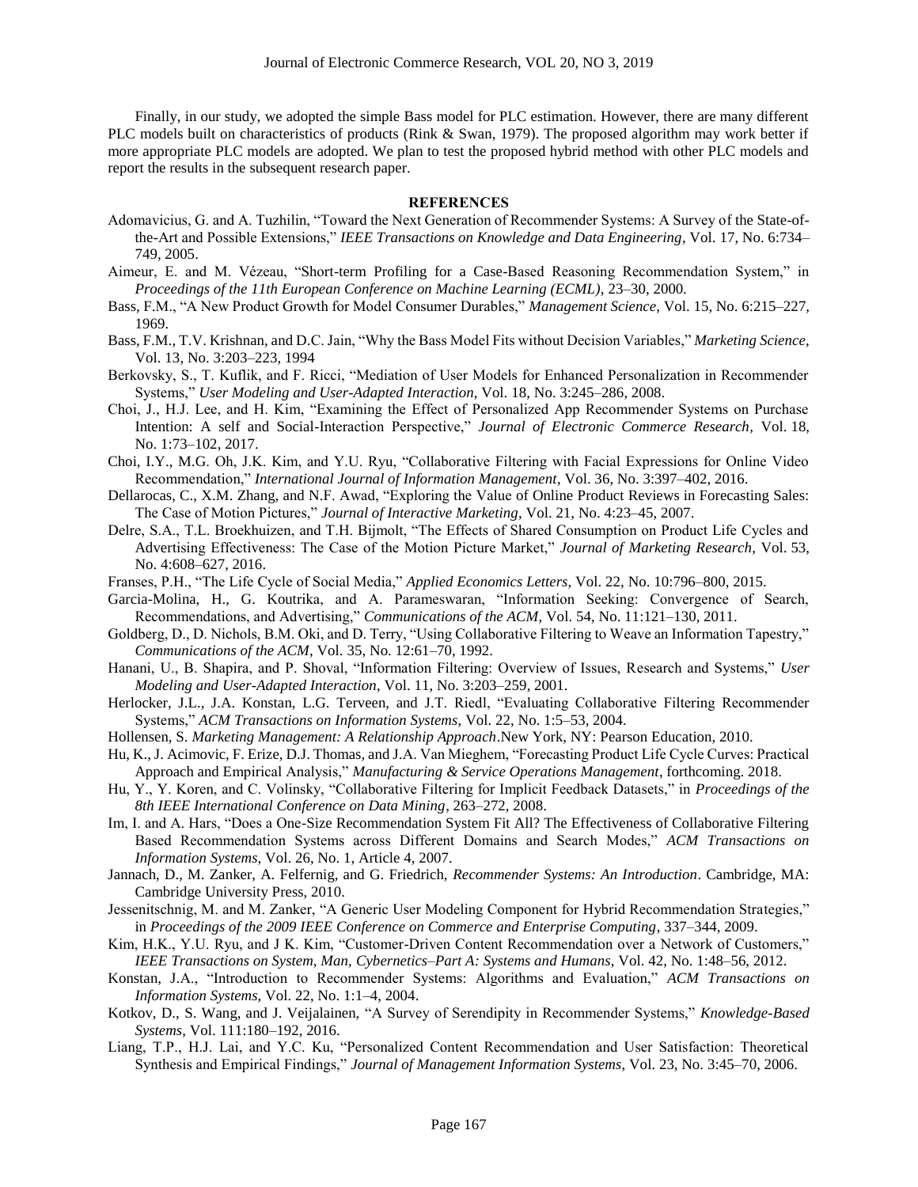Finally, in our study, we adopted the simple Bass model for PLC estimation. However, there are many different PLC models built on characteristics of products (Rink & Swan, 1979). The proposed algorithm may work better if more appropriate PLC models are adopted. We plan to test the proposed hybrid method with other PLC models and report the results in the subsequent research paper.

## REFERENCES

Adomavicius, G. and A. Tuzhilin, "Toward the Next Generation of Recommender Systems: A Survey of the State-of-the-Art and Possible Extensions," *IEEE Transactions on Knowledge and Data Engineering*, Vol. 17, No. 6:734–749, 2005.

Aimeur, E. and M. Vézeau, "Short-term Profiling for a Case-Based Reasoning Recommendation System," in *Proceedings of the 11th European Conference on Machine Learning (ECML)*, 23–30, 2000.

Bass, F.M., "A New Product Growth for Model Consumer Durables," *Management Science*, Vol. 15, No. 6:215–227, 1969.

Bass, F.M., T.V. Krishnan, and D.C. Jain, "Why the Bass Model Fits without Decision Variables," *Marketing Science*, Vol. 13, No. 3:203–223, 1994

Berkovsky, S., T. Kuflik, and F. Ricci, "Mediation of User Models for Enhanced Personalization in Recommender Systems," *User Modeling and User-Adapted Interaction*, Vol. 18, No. 3:245–286, 2008.

Choi, J., H.J. Lee, and H. Kim, "Examining the Effect of Personalized App Recommender Systems on Purchase Intention: A self and Social-Interaction Perspective," *Journal of Electronic Commerce Research*, Vol. 18, No. 1:73–102, 2017.

Choi, I.Y., M.G. Oh, J.K. Kim, and Y.U. Ryu, "Collaborative Filtering with Facial Expressions for Online Video Recommendation," *International Journal of Information Management*, Vol. 36, No. 3:397–402, 2016.

Dellarocas, C., X.M. Zhang, and N.F. Awad, "Exploring the Value of Online Product Reviews in Forecasting Sales: The Case of Motion Pictures," *Journal of Interactive Marketing*, Vol. 21, No. 4:23–45, 2007.

Delre, S.A., T.L. Broekhuizen, and T.H. Bijmolt, "The Effects of Shared Consumption on Product Life Cycles and Advertising Effectiveness: The Case of the Motion Picture Market," *Journal of Marketing Research*, Vol. 53, No. 4:608–627, 2016.

Franses, P.H., "The Life Cycle of Social Media," *Applied Economics Letters*, Vol. 22, No. 10:796–800, 2015.

Garcia-Molina, H., G. Koutrika, and A. Parameswaran, "Information Seeking: Convergence of Search, Recommendations, and Advertising," *Communications of the ACM*, Vol. 54, No. 11:121–130, 2011.

Goldberg, D., D. Nichols, B.M. Oki, and D. Terry, "Using Collaborative Filtering to Weave an Information Tapestry," *Communications of the ACM*, Vol. 35, No. 12:61–70, 1992.

Hanani, U., B. Shapira, and P. Shoval, "Information Filtering: Overview of Issues, Research and Systems," *User Modeling and User-Adapted Interaction*, Vol. 11, No. 3:203–259, 2001.

Herlocker, J.L., J.A. Konstan, L.G. Terveen, and J.T. Riedl, "Evaluating Collaborative Filtering Recommender Systems," *ACM Transactions on Information Systems*, Vol. 22, No. 1:5–53, 2004.

Hollensen, S. *Marketing Management: A Relationship Approach*.New York, NY: Pearson Education, 2010.

Hu, K., J. Acimovic, F. Erize, D.J. Thomas, and J.A. Van Mieghem, "Forecasting Product Life Cycle Curves: Practical Approach and Empirical Analysis," *Manufacturing & Service Operations Management*, forthcoming. 2018.

Hu, Y., Y. Koren, and C. Volinsky, "Collaborative Filtering for Implicit Feedback Datasets," in *Proceedings of the 8th IEEE International Conference on Data Mining*, 263–272, 2008.

Im, I. and A. Hars, "Does a One-Size Recommendation System Fit All? The Effectiveness of Collaborative Filtering Based Recommendation Systems across Different Domains and Search Modes," *ACM Transactions on Information Systems*, Vol. 26, No. 1, Article 4, 2007.

Jannach, D., M. Zanker, A. Felfernig, and G. Friedrich, *Recommender Systems: An Introduction*. Cambridge, MA: Cambridge University Press, 2010.

Jessenitschnig, M. and M. Zanker, "A Generic User Modeling Component for Hybrid Recommendation Strategies," in *Proceedings of the 2009 IEEE Conference on Commerce and Enterprise Computing*, 337–344, 2009.

Kim, H.K., Y.U. Ryu, and J K. Kim, "Customer-Driven Content Recommendation over a Network of Customers," *IEEE Transactions on System, Man, Cybernetics–Part A: Systems and Humans*, Vol. 42, No. 1:48–56, 2012.

Konstan, J.A., "Introduction to Recommender Systems: Algorithms and Evaluation," *ACM Transactions on Information Systems*, Vol. 22, No. 1:1–4, 2004.

Kotkov, D., S. Wang, and J. Veijalainen, "A Survey of Serendipity in Recommender Systems," *Knowledge-Based Systems*, Vol. 111:180–192, 2016.

Liang, T.P., H.J. Lai, and Y.C. Ku, "Personalized Content Recommendation and User Satisfaction: Theoretical Synthesis and Empirical Findings," *Journal of Management Information Systems*, Vol. 23, No. 3:45–70, 2006.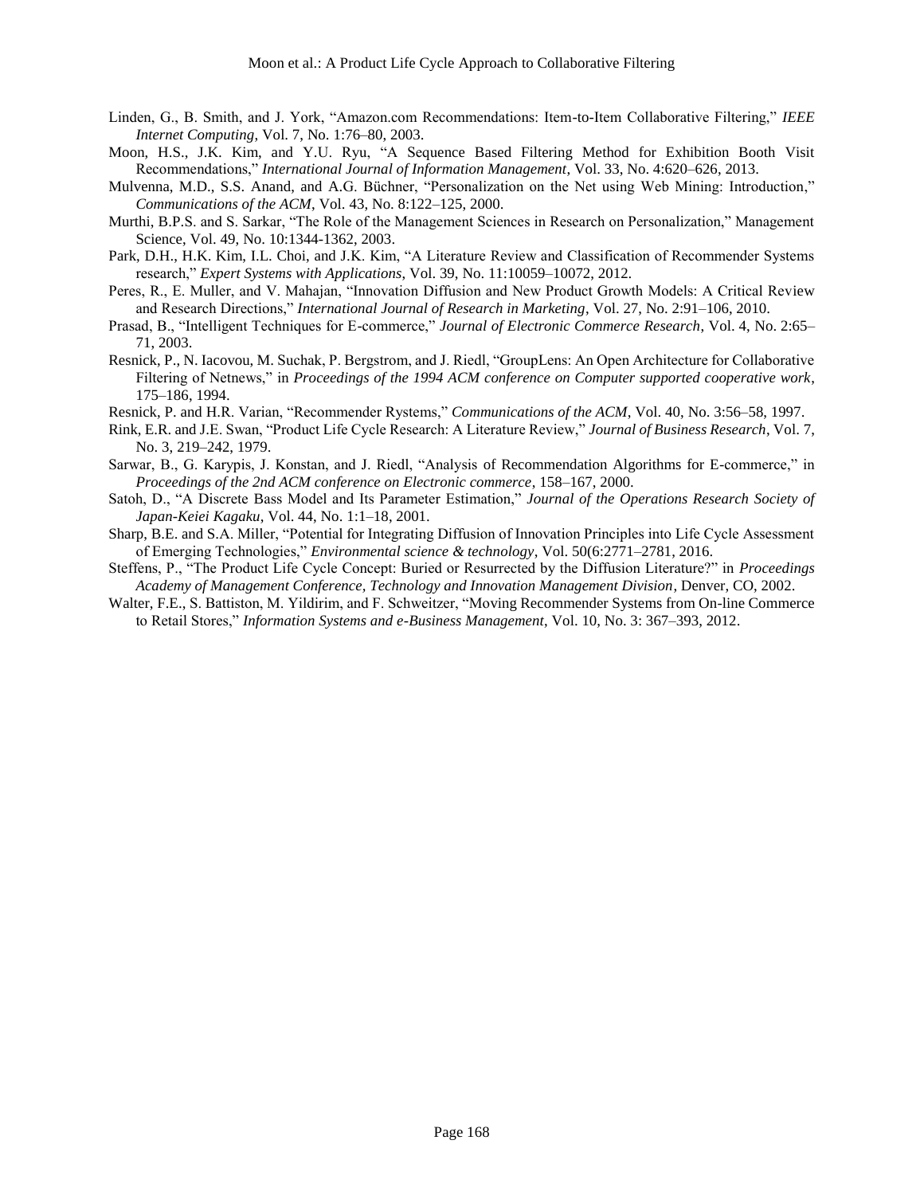Linden, G., B. Smith, and J. York, "Amazon.com Recommendations: Item-to-Item Collaborative Filtering," *IEEE Internet Computing*, Vol. 7, No. 1:76–80, 2003.

Moon, H.S., J.K. Kim, and Y.U. Ryu, "A Sequence Based Filtering Method for Exhibition Booth Visit Recommendations," *International Journal of Information Management*, Vol. 33, No. 4:620–626, 2013.

Mulvenna, M.D., S.S. Anand, and A.G. Büchner, "Personalization on the Net using Web Mining: Introduction," *Communications of the ACM*, Vol. 43, No. 8:122–125, 2000.

Murthi, B.P.S. and S. Sarkar, "The Role of the Management Sciences in Research on Personalization," Management Science, Vol. 49, No. 10:1344-1362, 2003.

Park, D.H., H.K. Kim, I.L. Choi, and J.K. Kim, "A Literature Review and Classification of Recommender Systems research," *Expert Systems with Applications*, Vol. 39, No. 11:10059–10072, 2012.

Peres, R., E. Muller, and V. Mahajan, "Innovation Diffusion and New Product Growth Models: A Critical Review and Research Directions," *International Journal of Research in Marketing*, Vol. 27, No. 2:91–106, 2010.

Prasad, B., "Intelligent Techniques for E-commerce," *Journal of Electronic Commerce Research*, Vol. 4, No. 2:65–71, 2003.

Resnick, P., N. Iacovou, M. Suchak, P. Bergstrom, and J. Riedl, "GroupLens: An Open Architecture for Collaborative Filtering of Netnews," in *Proceedings of the 1994 ACM conference on Computer supported cooperative work*, 175–186, 1994.

Resnick, P. and H.R. Varian, "Recommender Rystems," *Communications of the ACM*, Vol. 40, No. 3:56–58, 1997.

Rink, E.R. and J.E. Swan, "Product Life Cycle Research: A Literature Review," *Journal of Business Research*, Vol. 7, No. 3, 219–242, 1979.

Sarwar, B., G. Karypis, J. Konstan, and J. Riedl, "Analysis of Recommendation Algorithms for E-commerce," in *Proceedings of the 2nd ACM conference on Electronic commerce*, 158–167, 2000.

Satoh, D., "A Discrete Bass Model and Its Parameter Estimation," *Journal of the Operations Research Society of Japan-Keiei Kagaku*, Vol. 44, No. 1:1–18, 2001.

Sharp, B.E. and S.A. Miller, "Potential for Integrating Diffusion of Innovation Principles into Life Cycle Assessment of Emerging Technologies," *Environmental science & technology*, Vol. 50(6:2771–2781, 2016.

Steffens, P., "The Product Life Cycle Concept: Buried or Resurrected by the Diffusion Literature?" in *Proceedings Academy of Management Conference, Technology and Innovation Management Division*, Denver, CO, 2002.

Walter, F.E., S. Battiston, M. Yildirim, and F. Schweitzer, "Moving Recommender Systems from On-line Commerce to Retail Stores," *Information Systems and e-Business Management*, Vol. 10, No. 3: 367–393, 2012.